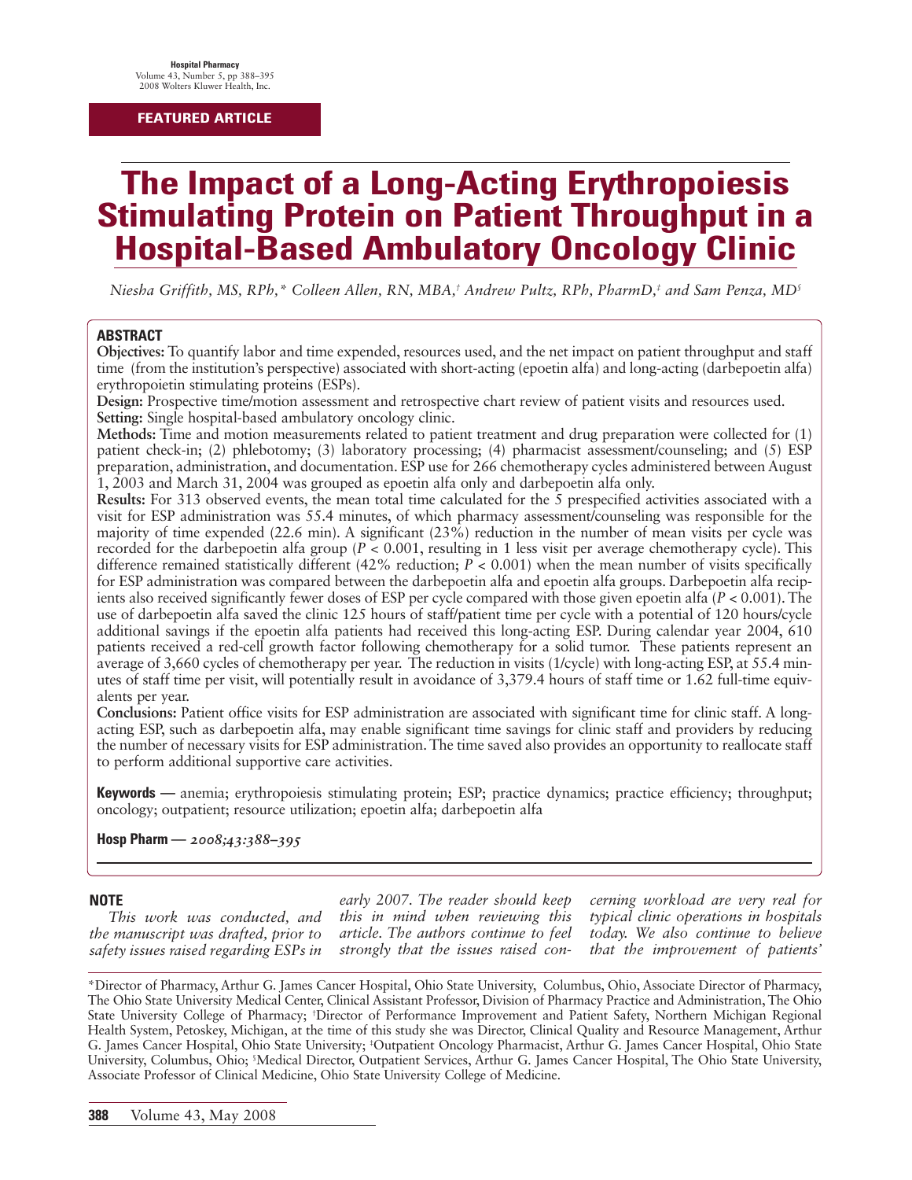FEATURED ARTICLE

# The Impact of a Long-Acting Erythropoiesis Stimulating Protein on Patient Throughput in a Hospital-Based Ambulatory Oncology Clinic

*Niesha Griffith, MS, RPh,\* Colleen Allen, RN, MBA,† Andrew Pultz, RPh, PharmD,‡ and Sam Penza, MD§*

## ABSTRACT

**Objectives:** To quantify labor and time expended, resources used, and the net impact on patient throughput and staff time (from the institution's perspective) associated with short-acting (epoetin alfa) and long-acting (darbepoetin alfa) erythropoietin stimulating proteins (ESPs).

**Design:** Prospective time/motion assessment and retrospective chart review of patient visits and resources used.

**Setting:** Single hospital-based ambulatory oncology clinic.

**Methods:** Time and motion measurements related to patient treatment and drug preparation were collected for (1) patient check-in; (2) phlebotomy; (3) laboratory processing; (4) pharmacist assessment/counseling; and (5) ESP preparation, administration, and documentation. ESP use for 266 chemotherapy cycles administered between August 1, 2003 and March 31, 2004 was grouped as epoetin alfa only and darbepoetin alfa only.

**Results:** For 313 observed events, the mean total time calculated for the 5 prespecified activities associated with a visit for ESP administration was 55.4 minutes, of which pharmacy assessment/counseling was responsible for the majority of time expended (22.6 min). A significant (23%) reduction in the number of mean visits per cycle was recorded for the darbepoetin alfa group ($P < 0.001$, resulting in 1 less visit per average chemotherapy cycle). This difference remained statistically different (42% reduction; $P < 0.001$) when the mean number of visits specifically for ESP administration was compared between the darbepoetin alfa and epoetin alfa groups. Darbepoetin alfa recipients also received significantly fewer doses of ESP per cycle compared with those given epoetin alfa ($P < 0.001$). The use of darbepoetin alfa saved the clinic 125 hours of staff/patient time per cycle with a potential of 120 hours/cycle additional savings if the epoetin alfa patients had received this long-acting ESP. During calendar year 2004, 610 patients received a red-cell growth factor following chemotherapy for a solid tumor. These patients represent an average of 3,660 cycles of chemotherapy per year. The reduction in visits (1/cycle) with long-acting ESP, at 55.4 minutes of staff time per visit, will potentially result in avoidance of 3,379.4 hours of staff time or 1.62 full-time equivalents per year.

**Conclusions:** Patient office visits for ESP administration are associated with significant time for clinic staff. A long-acting ESP, such as darbepoetin alfa, may enable significant time savings for clinic staff and providers by reducing the number of necessary visits for ESP administration. The time saved also provides an opportunity to reallocate staff to perform additional supportive care activities.

**Keywords —** anemia; erythropoiesis stimulating protein; ESP; practice dynamics; practice efficiency; throughput; oncology; outpatient; resource utilization; epoetin alfa; darbepoetin alfa

**Hosp Pharm —** *2008;43:388–395*

## NOTE

*This work was conducted, and the manuscript was drafted, prior to safety issues raised regarding ESPs in early 2007. The reader should keep this in mind when reviewing this article. The authors continue to feel strongly that the issues raised concerning workload are very real for typical clinic operations in hospitals today. We also continue to believe that the improvement of patients'*

\*Director of Pharmacy, Arthur G. James Cancer Hospital, Ohio State University, Columbus, Ohio, Associate Director of Pharmacy, The Ohio State University Medical Center, Clinical Assistant Professor, Division of Pharmacy Practice and Administration, The Ohio State University College of Pharmacy; †Director of Performance Improvement and Patient Safety, Northern Michigan Regional Health System, Petoskey, Michigan, at the time of this study she was Director, Clinical Quality and Resource Management, Arthur G. James Cancer Hospital, Ohio State University; ‡Outpatient Oncology Pharmacist, Arthur G. James Cancer Hospital, Ohio State University, Columbus, Ohio; §Medical Director, Outpatient Services, Arthur G. James Cancer Hospital, The Ohio State University, Associate Professor of Clinical Medicine, Ohio State University College of Medicine.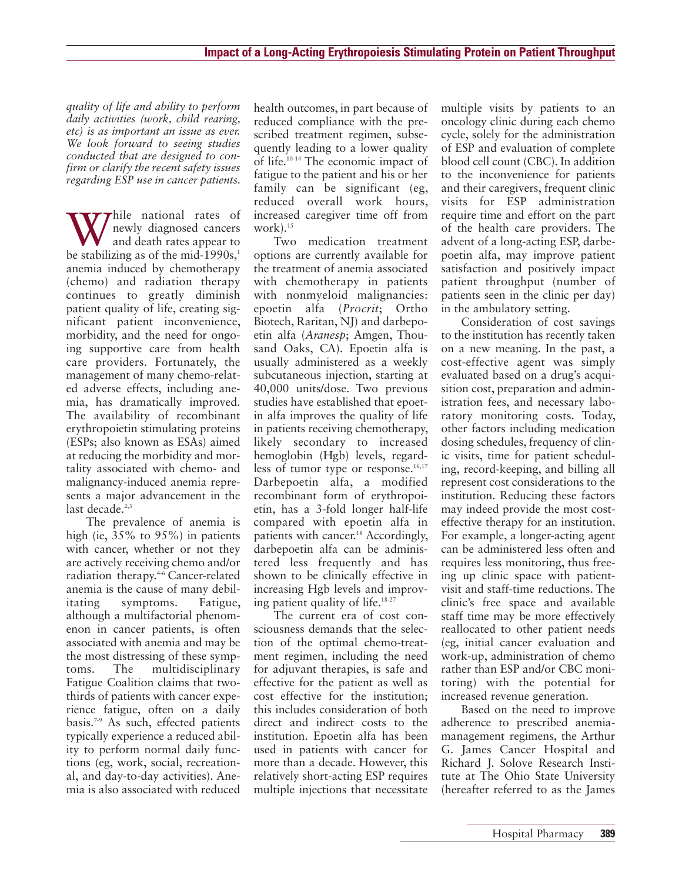*quality of life and ability to perform daily activities (work, child rearing, etc) is as important an issue as ever. We look forward to seeing studies conducted that are designed to confirm or clarify the recent safety issues regarding ESP use in cancer patients.*

While national rates of newly diagnosed cancers and death rates appear to be stabilizing as of the mid-1990s,[1] anemia induced by chemotherapy (chemo) and radiation therapy continues to greatly diminish patient quality of life, creating significant patient inconvenience, morbidity, and the need for ongoing supportive care from health care providers. Fortunately, the management of many chemo-related adverse effects, including anemia, has dramatically improved. The availability of recombinant erythropoietin stimulating proteins (ESPs; also known as ESAs) aimed at reducing the morbidity and mortality associated with chemo- and malignancy-induced anemia represents a major advancement in the last decade.[2,3]

The prevalence of anemia is high (ie, 35% to 95%) in patients with cancer, whether or not they are actively receiving chemo and/or radiation therapy.[4-6] Cancer-related anemia is the cause of many debilitating symptoms. Fatigue, although a multifactorial phenomenon in cancer patients, is often associated with anemia and may be the most distressing of these symptoms. The multidisciplinary Fatigue Coalition claims that two-thirds of patients with cancer experience fatigue, often on a daily basis.[7-9] As such, effected patients typically experience a reduced ability to perform normal daily functions (eg, work, social, recreational, and day-to-day activities). Anemia is also associated with reduced health outcomes, in part because of reduced compliance with the prescribed treatment regimen, subsequently leading to a lower quality of life.[10-14] The economic impact of fatigue to the patient and his or her family can be significant (eg, reduced overall work hours, increased caregiver time off from work).[15]

Two medication treatment options are currently available for the treatment of anemia associated with chemotherapy in patients with nonmyeloid malignancies: epoetin alfa (*Procrit*; Ortho Biotech, Raritan, NJ) and darbepoetin alfa (*Aranesp*; Amgen, Thousand Oaks, CA). Epoetin alfa is usually administered as a weekly subcutaneous injection, starting at 40,000 units/dose. Two previous studies have established that epoetin alfa improves the quality of life in patients receiving chemotherapy, likely secondary to increased hemoglobin (Hgb) levels, regardless of tumor type or response.[16,17] Darbepoetin alfa, a modified recombinant form of erythropoietin, has a 3-fold longer half-life compared with epoetin alfa in patients with cancer.[18] Accordingly, darbepoetin alfa can be administered less frequently and has shown to be clinically effective in increasing Hgb levels and improving patient quality of life.[18-27]

The current era of cost consciousness demands that the selection of the optimal chemo-treatment regimen, including the need for adjuvant therapies, is safe and effective for the patient as well as cost effective for the institution; this includes consideration of both direct and indirect costs to the institution. Epoetin alfa has been used in patients with cancer for more than a decade. However, this relatively short-acting ESP requires multiple injections that necessitate multiple visits by patients to an oncology clinic during each chemo cycle, solely for the administration of ESP and evaluation of complete blood cell count (CBC). In addition to the inconvenience for patients and their caregivers, frequent clinic visits for ESP administration require time and effort on the part of the health care providers. The advent of a long-acting ESP, darbepoetin alfa, may improve patient satisfaction and positively impact patient throughput (number of patients seen in the clinic per day) in the ambulatory setting.

Consideration of cost savings to the institution has recently taken on a new meaning. In the past, a cost-effective agent was simply evaluated based on a drug's acquisition cost, preparation and administration fees, and necessary laboratory monitoring costs. Today, other factors including medication dosing schedules, frequency of clinic visits, time for patient scheduling, record-keeping, and billing all represent cost considerations to the institution. Reducing these factors may indeed provide the most cost-effective therapy for an institution. For example, a longer-acting agent can be administered less often and requires less monitoring, thus freeing up clinic space with patient-visit and staff-time reductions. The clinic's free space and available staff time may be more effectively reallocated to other patient needs (eg, initial cancer evaluation and work-up, administration of chemo rather than ESP and/or CBC monitoring) with the potential for increased revenue generation.

Based on the need to improve adherence to prescribed anemia-management regimens, the Arthur G. James Cancer Hospital and Richard J. Solove Research Institute at The Ohio State University (hereafter referred to as the James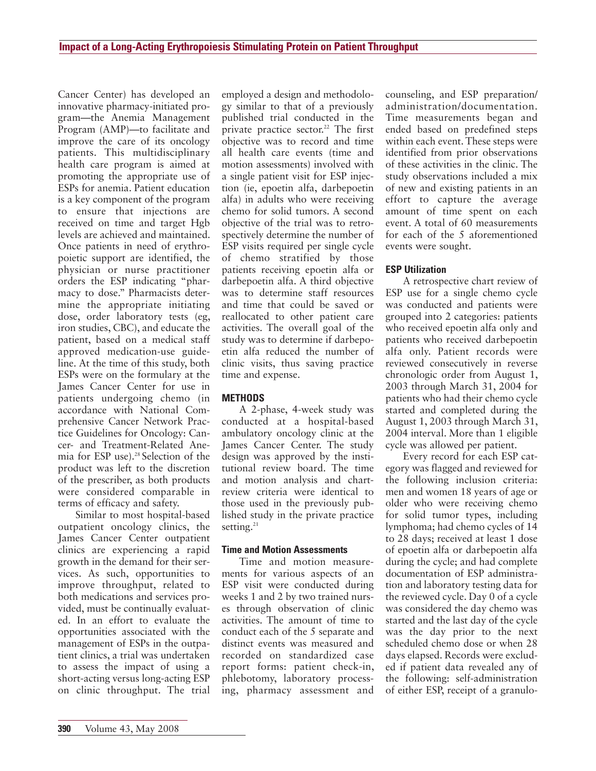Cancer Center) has developed an innovative pharmacy-initiated program—the Anemia Management Program (AMP)—to facilitate and improve the care of its oncology patients. This multidisciplinary health care program is aimed at promoting the appropriate use of ESPs for anemia. Patient education is a key component of the program to ensure that injections are received on time and target Hgb levels are achieved and maintained. Once patients in need of erythropoietic support are identified, the physician or nurse practitioner orders the ESP indicating "pharmacy to dose." Pharmacists determine the appropriate initiating dose, order laboratory tests (eg, iron studies, CBC), and educate the patient, based on a medical staff approved medication-use guideline. At the time of this study, both ESPs were on the formulary at the James Cancer Center for use in patients undergoing chemo (in accordance with National Comprehensive Cancer Network Practice Guidelines for Oncology: Cancer- and Treatment-Related Anemia for ESP use).[28] Selection of the product was left to the discretion of the prescriber, as both products were considered comparable in terms of efficacy and safety.

Similar to most hospital-based outpatient oncology clinics, the James Cancer Center outpatient clinics are experiencing a rapid growth in the demand for their services. As such, opportunities to improve throughput, related to both medications and services provided, must be continually evaluated. In an effort to evaluate the opportunities associated with the management of ESPs in the outpatient clinics, a trial was undertaken to assess the impact of using a short-acting versus long-acting ESP on clinic throughput. The trial employed a design and methodology similar to that of a previously published trial conducted in the private practice sector.[22] The first objective was to record and time all health care events (time and motion assessments) involved with a single patient visit for ESP injection (ie, epoetin alfa, darbepoetin alfa) in adults who were receiving chemo for solid tumors. A second objective of the trial was to retrospectively determine the number of ESP visits required per single cycle of chemo stratified by those patients receiving epoetin alfa or darbepoetin alfa. A third objective was to determine staff resources and time that could be saved or reallocated to other patient care activities. The overall goal of the study was to determine if darbepoetin alfa reduced the number of clinic visits, thus saving practice time and expense.

## METHODS

A 2-phase, 4-week study was conducted at a hospital-based ambulatory oncology clinic at the James Cancer Center. The study design was approved by the institutional review board. The time and motion analysis and chart-review criteria were identical to those used in the previously published study in the private practice setting.[21]

### Time and Motion Assessments

Time and motion measurements for various aspects of an ESP visit were conducted during weeks 1 and 2 by two trained nurses through observation of clinic activities. The amount of time to conduct each of the 5 separate and distinct events was measured and recorded on standardized case report forms: patient check-in, phlebotomy, laboratory processing, pharmacy assessment and counseling, and ESP preparation/administration/documentation. Time measurements began and ended based on predefined steps within each event. These steps were identified from prior observations of these activities in the clinic. The study observations included a mix of new and existing patients in an effort to capture the average amount of time spent on each event. A total of 60 measurements for each of the 5 aforementioned events were sought.

### ESP Utilization

A retrospective chart review of ESP use for a single chemo cycle was conducted and patients were grouped into 2 categories: patients who received epoetin alfa only and patients who received darbepoetin alfa only. Patient records were reviewed consecutively in reverse chronologic order from August 1, 2003 through March 31, 2004 for patients who had their chemo cycle started and completed during the August 1, 2003 through March 31, 2004 interval. More than 1 eligible cycle was allowed per patient.

Every record for each ESP category was flagged and reviewed for the following inclusion criteria: men and women 18 years of age or older who were receiving chemo for solid tumor types, including lymphoma; had chemo cycles of 14 to 28 days; received at least 1 dose of epoetin alfa or darbepoetin alfa during the cycle; and had complete documentation of ESP administration and laboratory testing data for the reviewed cycle. Day 0 of a cycle was considered the day chemo was started and the last day of the cycle was the day prior to the next scheduled chemo dose or when 28 days elapsed. Records were excluded if patient data revealed any of the following: self-administration of either ESP, receipt of a granulo-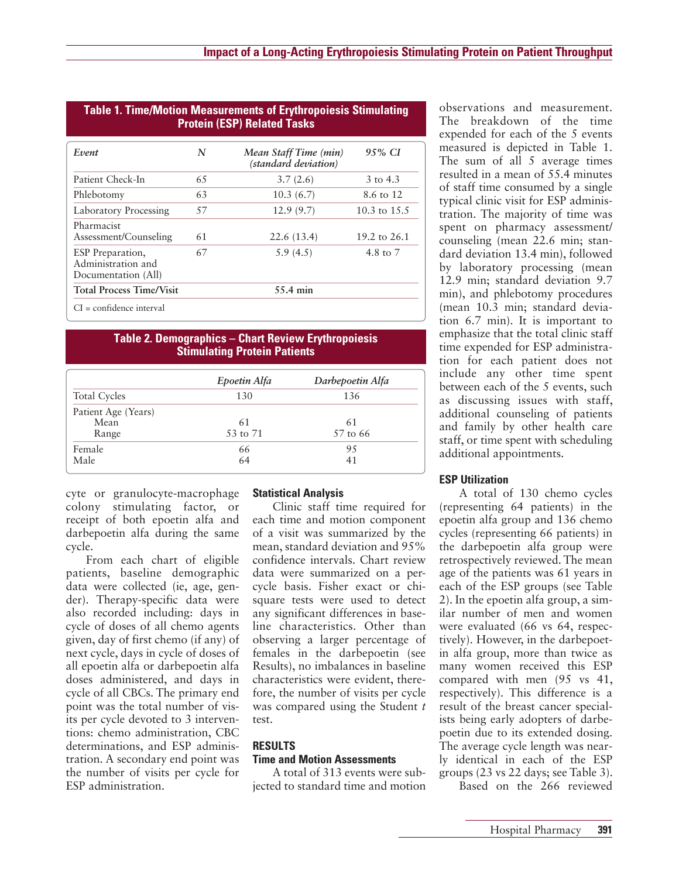**Table 1. Time/Motion Measurements of Erythropoiesis Stimulating Protein (ESP) Related Tasks**

| *Event* | *N* | *Mean Staff Time (min) (standard deviation)* | *95% CI* |
|---|---|---|---|
| Patient Check-In | 65 | 3.7 (2.6) | 3 to 4.3 |
| Phlebotomy | 63 | 10.3 (6.7) | 8.6 to 12 |
| Laboratory Processing | 57 | 12.9 (9.7) | 10.3 to 15.5 |
| Pharmacist Assessment/Counseling | 61 | 22.6 (13.4) | 19.2 to 26.1 |
| ESP Preparation, Administration and Documentation (All) | 67 | 5.9 (4.5) | 4.8 to 7 |
| **Total Process Time/Visit** | | **55.4 min** | |

CI = confidence interval

**Table 2. Demographics – Chart Review Erythropoiesis Stimulating Protein Patients**

| | *Epoetin Alfa* | *Darbepoetin Alfa* |
|---|---|---|
| Total Cycles | 130 | 136 |
| Patient Age (Years) | | |
| Mean | 61 | 61 |
| Range | 53 to 71 | 57 to 66 |
| Female | 66 | 95 |
| Male | 64 | 41 |

cyte or granulocyte-macrophage colony stimulating factor, or receipt of both epoetin alfa and darbepoetin alfa during the same cycle.

From each chart of eligible patients, baseline demographic data were collected (ie, age, gender). Therapy-specific data were also recorded including: days in cycle of doses of all chemo agents given, day of first chemo (if any) of next cycle, days in cycle of doses of all epoetin alfa or darbepoetin alfa doses administered, and days in cycle of all CBCs. The primary end point was the total number of visits per cycle devoted to 3 interventions: chemo administration, CBC determinations, and ESP administration. A secondary end point was the number of visits per cycle for ESP administration.

### Statistical Analysis

Clinic staff time required for each time and motion component of a visit was summarized by the mean, standard deviation and 95% confidence intervals. Chart review data were summarized on a per-cycle basis. Fisher exact or chi-square tests were used to detect any significant differences in baseline characteristics. Other than observing a larger percentage of females in the darbepoetin (see Results), no imbalances in baseline characteristics were evident, therefore, the number of visits per cycle was compared using the Student *t* test.

## RESULTS

### Time and Motion Assessments

A total of 313 events were subjected to standard time and motion observations and measurement. The breakdown of the time expended for each of the 5 events measured is depicted in Table 1. The sum of all 5 average times resulted in a mean of 55.4 minutes of staff time consumed by a single typical clinic visit for ESP administration. The majority of time was spent on pharmacy assessment/counseling (mean 22.6 min; standard deviation 13.4 min), followed by laboratory processing (mean 12.9 min; standard deviation 9.7 min), and phlebotomy procedures (mean 10.3 min; standard deviation 6.7 min). It is important to emphasize that the total clinic staff time expended for ESP administration for each patient does not include any other time spent between each of the 5 events, such as discussing issues with staff, additional counseling of patients and family by other health care staff, or time spent with scheduling additional appointments.

### ESP Utilization

A total of 130 chemo cycles (representing 64 patients) in the epoetin alfa group and 136 chemo cycles (representing 66 patients) in the darbepoetin alfa group were retrospectively reviewed. The mean age of the patients was 61 years in each of the ESP groups (see Table 2). In the epoetin alfa group, a similar number of men and women were evaluated (66 vs 64, respectively). However, in the darbepoetin alfa group, more than twice as many women received this ESP compared with men (95 vs 41, respectively). This difference is a result of the breast cancer specialists being early adopters of darbepoetin due to its extended dosing. The average cycle length was nearly identical in each of the ESP groups (23 vs 22 days; see Table 3).

Based on the 266 reviewed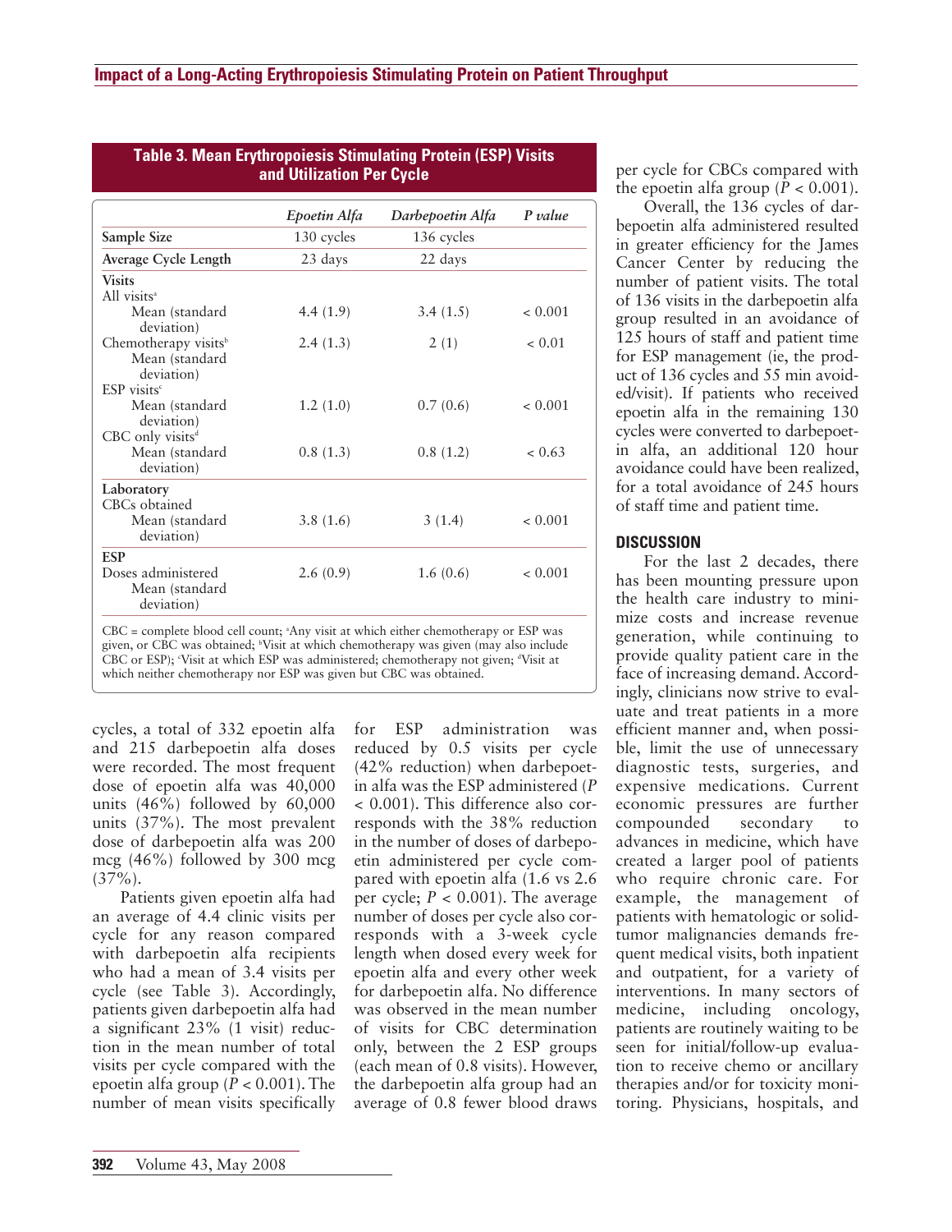**Table 3. Mean Erythropoiesis Stimulating Protein (ESP) Visits and Utilization Per Cycle**

| | *Epoetin Alfa* | *Darbepoetin Alfa* | *P value* |
|---|---|---|---|
| Sample Size | 130 cycles | 136 cycles | |
| Average Cycle Length | 23 days | 22 days | |
| **Visits** | | | |
| All visits[a] | | | |
| Mean (standard deviation) | 4.4 (1.9) | 3.4 (1.5) | < 0.001 |
| Chemotherapy visits[b] | | | |
| Mean (standard deviation) | 2.4 (1.3) | 2 (1) | < 0.01 |
| ESP visits[c] | | | |
| Mean (standard deviation) | 1.2 (1.0) | 0.7 (0.6) | < 0.001 |
| CBC only visits[d] | | | |
| Mean (standard deviation) | 0.8 (1.3) | 0.8 (1.2) | < 0.63 |
| **Laboratory** | | | |
| CBCs obtained | | | |
| Mean (standard deviation) | 3.8 (1.6) | 3 (1.4) | < 0.001 |
| **ESP** | | | |
| Doses administered | | | |
| Mean (standard deviation) | 2.6 (0.9) | 1.6 (0.6) | < 0.001 |

CBC = complete blood cell count; [a]Any visit at which either chemotherapy or ESP was given, or CBC was obtained; [b]Visit at which chemotherapy was given (may also include CBC or ESP); [c]Visit at which ESP was administered; chemotherapy not given; [d]Visit at which neither chemotherapy nor ESP was given but CBC was obtained.

cycles, a total of 332 epoetin alfa and 215 darbepoetin alfa doses were recorded. The most frequent dose of epoetin alfa was 40,000 units (46%) followed by 60,000 units (37%). The most prevalent dose of darbepoetin alfa was 200 mcg (46%) followed by 300 mcg (37%).

Patients given epoetin alfa had an average of 4.4 clinic visits per cycle for any reason compared with darbepoetin alfa recipients who had a mean of 3.4 visits per cycle (see Table 3). Accordingly, patients given darbepoetin alfa had a significant 23% (1 visit) reduction in the mean number of total visits per cycle compared with the epoetin alfa group ($P < 0.001$). The number of mean visits specifically for ESP administration was reduced by 0.5 visits per cycle (42% reduction) when darbepoetin alfa was the ESP administered ($P < 0.001$). This difference also corresponds with the 38% reduction in the number of doses of darbepoetin administered per cycle compared with epoetin alfa (1.6 vs 2.6 per cycle; $P < 0.001$). The average number of doses per cycle also corresponds with a 3-week cycle length when dosed every week for epoetin alfa and every other week for darbepoetin alfa. No difference was observed in the mean number of visits for CBC determination only, between the 2 ESP groups (each mean of 0.8 visits). However, the darbepoetin alfa group had an average of 0.8 fewer blood draws per cycle for CBCs compared with the epoetin alfa group ($P < 0.001$).

Overall, the 136 cycles of darbepoetin alfa administered resulted in greater efficiency for the James Cancer Center by reducing the number of patient visits. The total of 136 visits in the darbepoetin alfa group resulted in an avoidance of 125 hours of staff and patient time for ESP management (ie, the product of 136 cycles and 55 min avoided/visit). If patients who received epoetin alfa in the remaining 130 cycles were converted to darbepoetin alfa, an additional 120 hour avoidance could have been realized, for a total avoidance of 245 hours of staff time and patient time.

## DISCUSSION

For the last 2 decades, there has been mounting pressure upon the health care industry to minimize costs and increase revenue generation, while continuing to provide quality patient care in the face of increasing demand. Accordingly, clinicians now strive to evaluate and treat patients in a more efficient manner and, when possible, limit the use of unnecessary diagnostic tests, surgeries, and expensive medications. Current economic pressures are further compounded secondary to advances in medicine, which have created a larger pool of patients who require chronic care. For example, the management of patients with hematologic or solid-tumor malignancies demands frequent medical visits, both inpatient and outpatient, for a variety of interventions. In many sectors of medicine, including oncology, patients are routinely waiting to be seen for initial/follow-up evaluation to receive chemo or ancillary therapies and/or for toxicity monitoring. Physicians, hospitals, and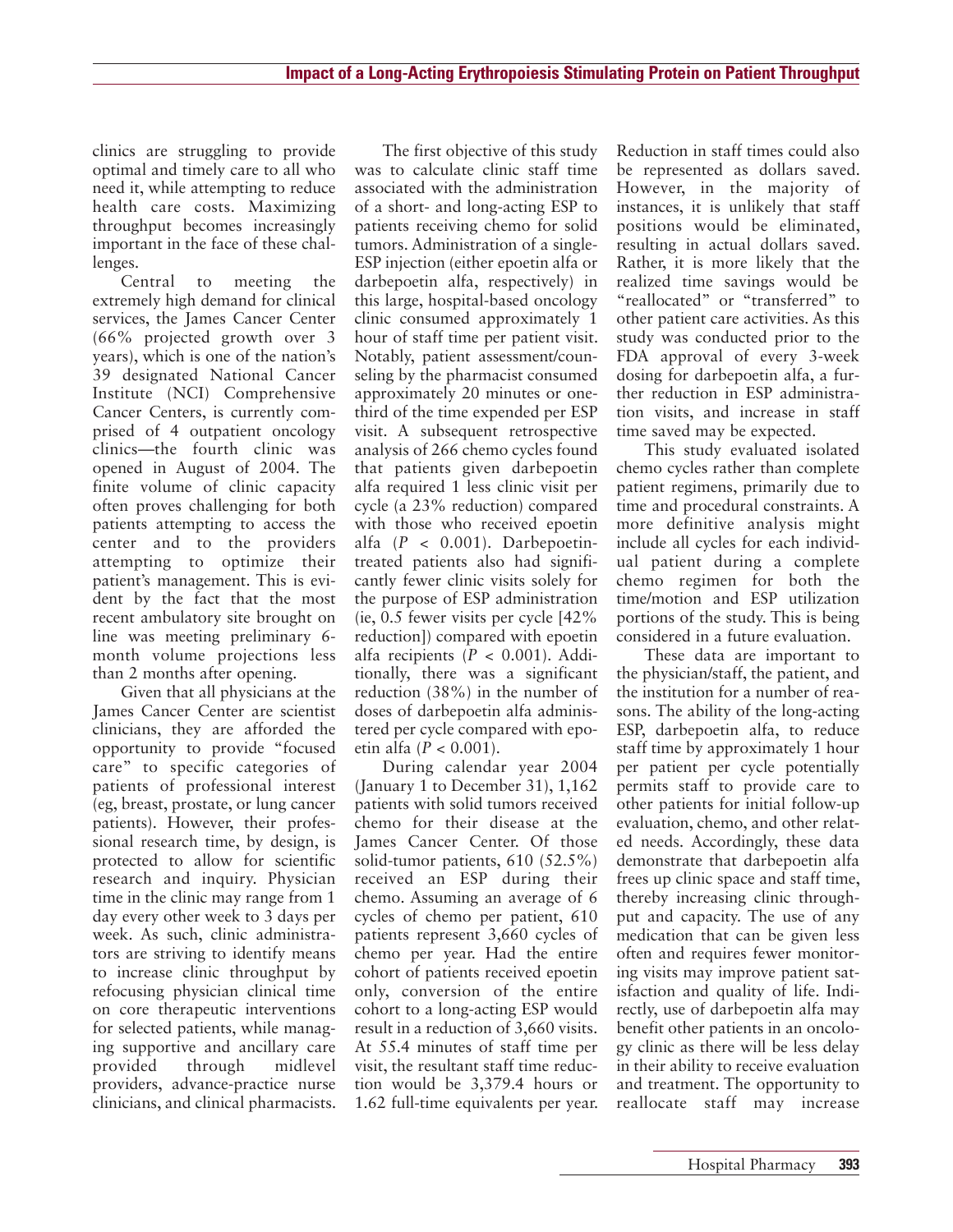clinics are struggling to provide optimal and timely care to all who need it, while attempting to reduce health care costs. Maximizing throughput becomes increasingly important in the face of these challenges.

Central to meeting the extremely high demand for clinical services, the James Cancer Center (66% projected growth over 3 years), which is one of the nation's 39 designated National Cancer Institute (NCI) Comprehensive Cancer Centers, is currently comprised of 4 outpatient oncology clinics—the fourth clinic was opened in August of 2004. The finite volume of clinic capacity often proves challenging for both patients attempting to access the center and to the providers attempting to optimize their patient's management. This is evident by the fact that the most recent ambulatory site brought on line was meeting preliminary 6-month volume projections less than 2 months after opening.

Given that all physicians at the James Cancer Center are scientist clinicians, they are afforded the opportunity to provide "focused care" to specific categories of patients of professional interest (eg, breast, prostate, or lung cancer patients). However, their professional research time, by design, is protected to allow for scientific research and inquiry. Physician time in the clinic may range from 1 day every other week to 3 days per week. As such, clinic administrators are striving to identify means to increase clinic throughput by refocusing physician clinical time on core therapeutic interventions for selected patients, while managing supportive and ancillary care provided through midlevel providers, advance-practice nurse clinicians, and clinical pharmacists.

The first objective of this study was to calculate clinic staff time associated with the administration of a short- and long-acting ESP to patients receiving chemo for solid tumors. Administration of a single-ESP injection (either epoetin alfa or darbepoetin alfa, respectively) in this large, hospital-based oncology clinic consumed approximately 1 hour of staff time per patient visit. Notably, patient assessment/counseling by the pharmacist consumed approximately 20 minutes or one-third of the time expended per ESP visit. A subsequent retrospective analysis of 266 chemo cycles found that patients given darbepoetin alfa required 1 less clinic visit per cycle (a 23% reduction) compared with those who received epoetin alfa ($P < 0.001$). Darbepoetin-treated patients also had significantly fewer clinic visits solely for the purpose of ESP administration (ie, 0.5 fewer visits per cycle [42% reduction]) compared with epoetin alfa recipients ($P < 0.001$). Additionally, there was a significant reduction (38%) in the number of doses of darbepoetin alfa administered per cycle compared with epoetin alfa ($P < 0.001$).

During calendar year 2004 (January 1 to December 31), 1,162 patients with solid tumors received chemo for their disease at the James Cancer Center. Of those solid-tumor patients, 610 (52.5%) received an ESP during their chemo. Assuming an average of 6 cycles of chemo per patient, 610 patients represent 3,660 cycles of chemo per year. Had the entire cohort of patients received epoetin only, conversion of the entire cohort to a long-acting ESP would result in a reduction of 3,660 visits. At 55.4 minutes of staff time per visit, the resultant staff time reduction would be 3,379.4 hours or 1.62 full-time equivalents per year. Reduction in staff times could also be represented as dollars saved. However, in the majority of instances, it is unlikely that staff positions would be eliminated, resulting in actual dollars saved. Rather, it is more likely that the realized time savings would be "reallocated" or "transferred" to other patient care activities. As this study was conducted prior to the FDA approval of every 3-week dosing for darbepoetin alfa, a further reduction in ESP administration visits, and increase in staff time saved may be expected.

This study evaluated isolated chemo cycles rather than complete patient regimens, primarily due to time and procedural constraints. A more definitive analysis might include all cycles for each individual patient during a complete chemo regimen for both the time/motion and ESP utilization portions of the study. This is being considered in a future evaluation.

These data are important to the physician/staff, the patient, and the institution for a number of reasons. The ability of the long-acting ESP, darbepoetin alfa, to reduce staff time by approximately 1 hour per patient per cycle potentially permits staff to provide care to other patients for initial follow-up evaluation, chemo, and other related needs. Accordingly, these data demonstrate that darbepoetin alfa frees up clinic space and staff time, thereby increasing clinic throughput and capacity. The use of any medication that can be given less often and requires fewer monitoring visits may improve patient satisfaction and quality of life. Indirectly, use of darbepoetin alfa may benefit other patients in an oncology clinic as there will be less delay in their ability to receive evaluation and treatment. The opportunity to reallocate staff may increase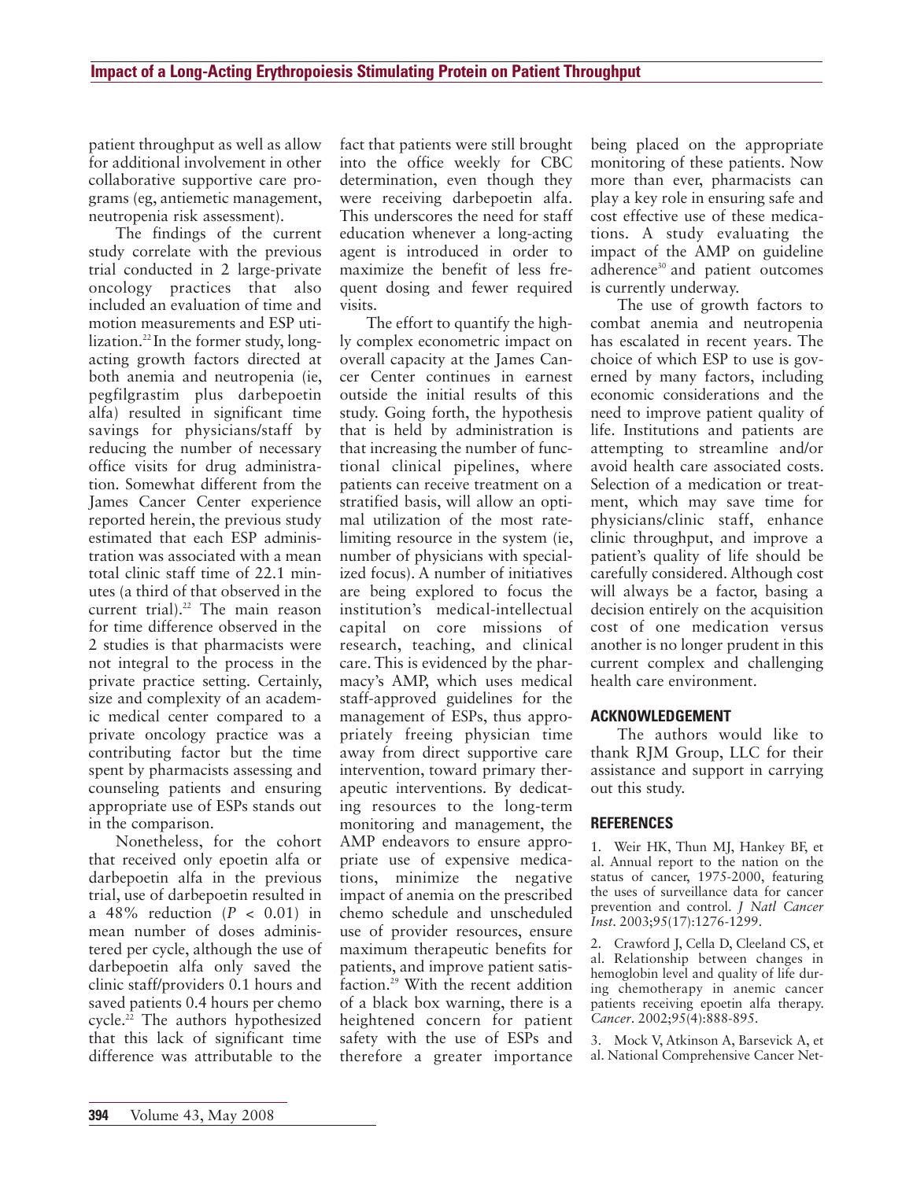patient throughput as well as allow for additional involvement in other collaborative supportive care programs (eg, antiemetic management, neutropenia risk assessment).

The findings of the current study correlate with the previous trial conducted in 2 large-private oncology practices that also included an evaluation of time and motion measurements and ESP utilization.[22] In the former study, long-acting growth factors directed at both anemia and neutropenia (ie, pegfilgrastim plus darbepoetin alfa) resulted in significant time savings for physicians/staff by reducing the number of necessary office visits for drug administration. Somewhat different from the James Cancer Center experience reported herein, the previous study estimated that each ESP administration was associated with a mean total clinic staff time of 22.1 minutes (a third of that observed in the current trial).[22] The main reason for time difference observed in the 2 studies is that pharmacists were not integral to the process in the private practice setting. Certainly, size and complexity of an academic medical center compared to a private oncology practice was a contributing factor but the time spent by pharmacists assessing and counseling patients and ensuring appropriate use of ESPs stands out in the comparison.

Nonetheless, for the cohort that received only epoetin alfa or darbepoetin alfa in the previous trial, use of darbepoetin resulted in a 48% reduction ($P < 0.01$) in mean number of doses administered per cycle, although the use of darbepoetin alfa only saved the clinic staff/providers 0.1 hours and saved patients 0.4 hours per chemo cycle.[22] The authors hypothesized that this lack of significant time difference was attributable to the fact that patients were still brought into the office weekly for CBC determination, even though they were receiving darbepoetin alfa. This underscores the need for staff education whenever a long-acting agent is introduced in order to maximize the benefit of less frequent dosing and fewer required visits.

The effort to quantify the highly complex econometric impact on overall capacity at the James Cancer Center continues in earnest outside the initial results of this study. Going forth, the hypothesis that is held by administration is that increasing the number of functional clinical pipelines, where patients can receive treatment on a stratified basis, will allow an optimal utilization of the most rate-limiting resource in the system (ie, number of physicians with specialized focus). A number of initiatives are being explored to focus the institution's medical-intellectual capital on core missions of research, teaching, and clinical care. This is evidenced by the pharmacy's AMP, which uses medical staff-approved guidelines for the management of ESPs, thus appropriately freeing physician time away from direct supportive care intervention, toward primary therapeutic interventions. By dedicating resources to the long-term monitoring and management, the AMP endeavors to ensure appropriate use of expensive medications, minimize the negative impact of anemia on the prescribed chemo schedule and unscheduled use of provider resources, ensure maximum therapeutic benefits for patients, and improve patient satisfaction.[29] With the recent addition of a black box warning, there is a heightened concern for patient safety with the use of ESPs and therefore a greater importance being placed on the appropriate monitoring of these patients. Now more than ever, pharmacists can play a key role in ensuring safe and cost effective use of these medications. A study evaluating the impact of the AMP on guideline adherence[30] and patient outcomes is currently underway.

The use of growth factors to combat anemia and neutropenia has escalated in recent years. The choice of which ESP to use is governed by many factors, including economic considerations and the need to improve patient quality of life. Institutions and patients are attempting to streamline and/or avoid health care associated costs. Selection of a medication or treatment, which may save time for physicians/clinic staff, enhance clinic throughput, and improve a patient's quality of life should be carefully considered. Although cost will always be a factor, basing a decision entirely on the acquisition cost of one medication versus another is no longer prudent in this current complex and challenging health care environment.

## ACKNOWLEDGEMENT

The authors would like to thank RJM Group, LLC for their assistance and support in carrying out this study.

## REFERENCES

1. Weir HK, Thun MJ, Hankey BF, et al. Annual report to the nation on the status of cancer, 1975-2000, featuring the uses of surveillance data for cancer prevention and control. *J Natl Cancer Inst*. 2003;95(17):1276-1299.

2. Crawford J, Cella D, Cleeland CS, et al. Relationship between changes in hemoglobin level and quality of life during chemotherapy in anemic cancer patients receiving epoetin alfa therapy. *Cancer*. 2002;95(4):888-895.

3. Mock V, Atkinson A, Barsevick A, et al. National Comprehensive Cancer Net-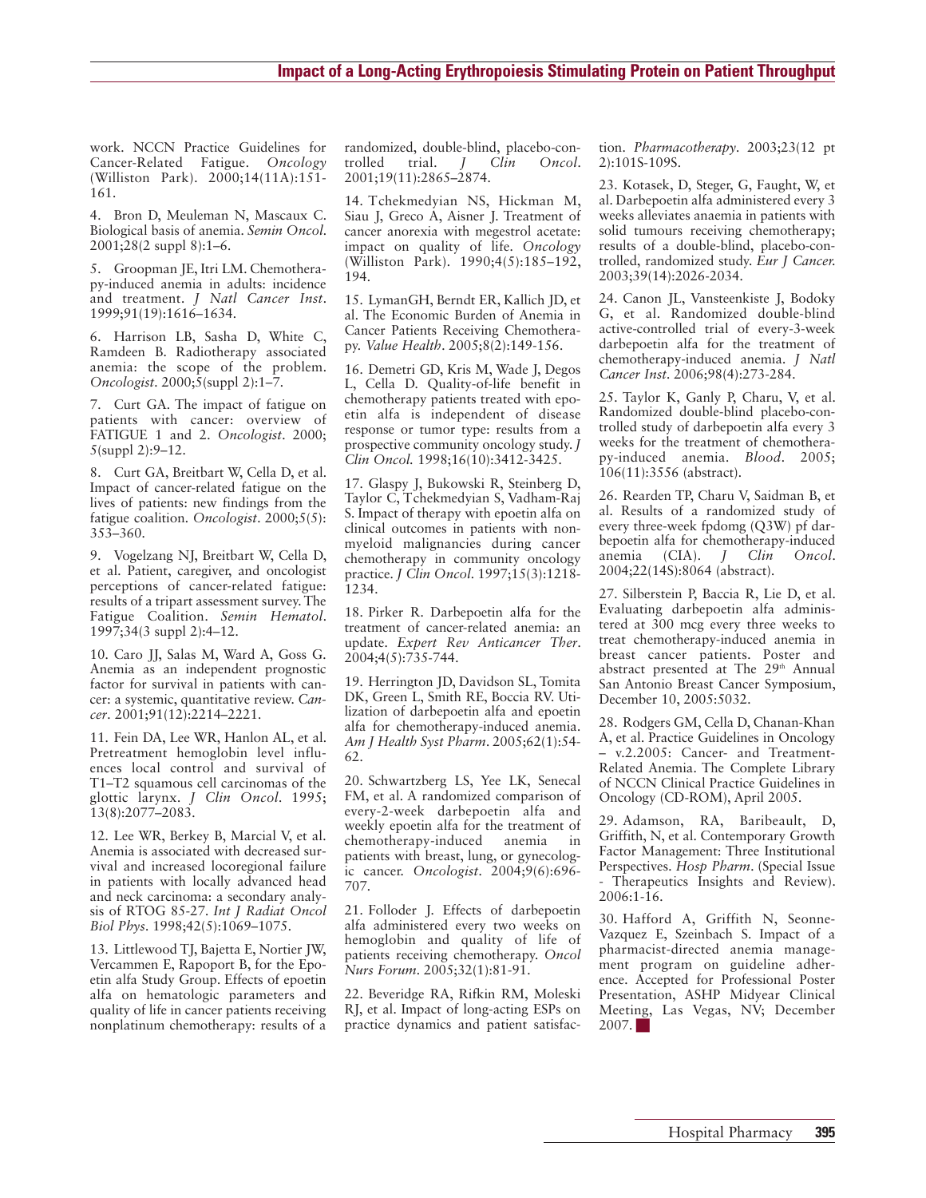work. NCCN Practice Guidelines for Cancer-Related Fatigue. *Oncology* (Williston Park). 2000;14(11A):151-161.

4. Bron D, Meuleman N, Mascaux C. Biological basis of anemia. *Semin Oncol.* 2001;28(2 suppl 8):1–6.

5. Groopman JE, Itri LM. Chemotherapy-induced anemia in adults: incidence and treatment. *J Natl Cancer Inst*. 1999;91(19):1616–1634.

6. Harrison LB, Sasha D, White C, Ramdeen B. Radiotherapy associated anemia: the scope of the problem. *Oncologist*. 2000;5(suppl 2):1–7.

7. Curt GA. The impact of fatigue on patients with cancer: overview of FATIGUE 1 and 2. *Oncologist*. 2000; 5(suppl 2):9–12.

8. Curt GA, Breitbart W, Cella D, et al. Impact of cancer-related fatigue on the lives of patients: new findings from the fatigue coalition. *Oncologist*. 2000;5(5): 353–360.

9. Vogelzang NJ, Breitbart W, Cella D, et al. Patient, caregiver, and oncologist perceptions of cancer-related fatigue: results of a tripart assessment survey. The Fatigue Coalition. *Semin Hematol*. 1997;34(3 suppl 2):4–12.

10. Caro JJ, Salas M, Ward A, Goss G. Anemia as an independent prognostic factor for survival in patients with cancer: a systemic, quantitative review. *Cancer*. 2001;91(12):2214–2221.

11. Fein DA, Lee WR, Hanlon AL, et al. Pretreatment hemoglobin level influences local control and survival of T1–T2 squamous cell carcinomas of the glottic larynx. *J Clin Oncol*. 1995; 13(8):2077–2083.

12. Lee WR, Berkey B, Marcial V, et al. Anemia is associated with decreased survival and increased locoregional failure in patients with locally advanced head and neck carcinoma: a secondary analysis of RTOG 85-27. *Int J Radiat Oncol Biol Phys*. 1998;42(5):1069–1075.

13. Littlewood TJ, Bajetta E, Nortier JW, Vercammen E, Rapoport B, for the Epoetin alfa Study Group. Effects of epoetin alfa on hematologic parameters and quality of life in cancer patients receiving nonplatinum chemotherapy: results of a randomized, double-blind, placebo-controlled trial. *J Clin Oncol*. 2001;19(11):2865–2874.

14. Tchekmedyian NS, Hickman M, Siau J, Greco A, Aisner J. Treatment of cancer anorexia with megestrol acetate: impact on quality of life. *Oncology* (Williston Park). 1990;4(5):185–192, 194.

15. LymanGH, Berndt ER, Kallich JD, et al. The Economic Burden of Anemia in Cancer Patients Receiving Chemotherapy. *Value Health*. 2005;8(2):149-156.

16. Demetri GD, Kris M, Wade J, Degos L, Cella D. Quality-of-life benefit in chemotherapy patients treated with epoetin alfa is independent of disease response or tumor type: results from a prospective community oncology study. *J Clin Oncol.* 1998;16(10):3412-3425.

17. Glaspy J, Bukowski R, Steinberg D, Taylor C, Tchekmedyian S, Vadham-Raj S. Impact of therapy with epoetin alfa on clinical outcomes in patients with nonmyeloid malignancies during cancer chemotherapy in community oncology practice. *J Clin Oncol*. 1997;15(3):1218-1234.

18. Pirker R. Darbepoetin alfa for the treatment of cancer-related anemia: an update. *Expert Rev Anticancer Ther*. 2004;4(5):735-744.

19. Herrington JD, Davidson SL, Tomita DK, Green L, Smith RE, Boccia RV. Utilization of darbepoetin alfa and epoetin alfa for chemotherapy-induced anemia. *Am J Health Syst Pharm*. 2005;62(1):54-62.

20. Schwartzberg LS, Yee LK, Senecal FM, et al. A randomized comparison of every-2-week darbepoetin alfa and weekly epoetin alfa for the treatment of chemotherapy-induced anemia in patients with breast, lung, or gynecologic cancer. *Oncologist*. 2004;9(6):696-707.

21. Folloder J. Effects of darbepoetin alfa administered every two weeks on hemoglobin and quality of life of patients receiving chemotherapy. *Oncol Nurs Forum*. 2005;32(1):81-91.

22. Beveridge RA, Rifkin RM, Moleski RJ, et al. Impact of long-acting ESPs on practice dynamics and patient satisfaction. *Pharmacotherapy*. 2003;23(12 pt 2):101S-109S.

23. Kotasek, D, Steger, G, Faught, W, et al. Darbepoetin alfa administered every 3 weeks alleviates anaemia in patients with solid tumours receiving chemotherapy; results of a double-blind, placebo-controlled, randomized study. *Eur J Cancer.* 2003;39(14):2026-2034.

24. Canon JL, Vansteenkiste J, Bodoky G, et al. Randomized double-blind active-controlled trial of every-3-week darbepoetin alfa for the treatment of chemotherapy-induced anemia. *J Natl Cancer Inst*. 2006;98(4):273-284.

25. Taylor K, Ganly P, Charu, V, et al. Randomized double-blind placebo-controlled study of darbepoetin alfa every 3 weeks for the treatment of chemotherapy-induced anemia. *Blood*. 2005; 106(11):3556 (abstract).

26. Rearden TP, Charu V, Saidman B, et al. Results of a randomized study of every three-week fpdomg (Q3W) pf darbepoetin alfa for chemotherapy-induced anemia (CIA). *J Clin Oncol*. 2004;22(14S):8064 (abstract).

27. Silberstein P, Baccia R, Lie D, et al. Evaluating darbepoetin alfa administered at 300 mcg every three weeks to treat chemotherapy-induced anemia in breast cancer patients. Poster and abstract presented at The 29th Annual San Antonio Breast Cancer Symposium, December 10, 2005:5032.

28. Rodgers GM, Cella D, Chanan-Khan A, et al. Practice Guidelines in Oncology – v.2.2005: Cancer- and Treatment-Related Anemia. The Complete Library of NCCN Clinical Practice Guidelines in Oncology (CD-ROM), April 2005.

29. Adamson, RA, Baribeault, D, Griffith, N, et al. Contemporary Growth Factor Management: Three Institutional Perspectives. *Hosp Pharm*. (Special Issue - Therapeutics Insights and Review). 2006:1-16.

30. Hafford A, Griffith N, Seonne-Vazquez E, Szeinbach S. Impact of a pharmacist-directed anemia management program on guideline adherence. Accepted for Professional Poster Presentation, ASHP Midyear Clinical Meeting, Las Vegas, NV; December 2007.